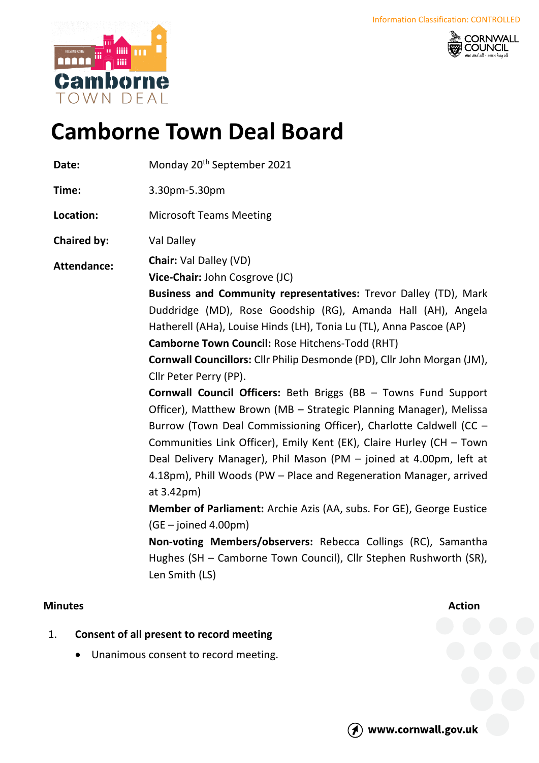Information Classification: CONTROLLED

# Camborne Town Deal Board

**Date:** Monday 20th September 2021

**Time:** 3.30pm-5.30pm

**Location:** Microsoft Teams Meeting

**Chaired by:** Val Dalley

**Attendance:**

**Chair:** Val Dalley (VD)

**Vice-Chair:** John Cosgrove (JC)

**Business and Community representatives:** Trevor Dalley (TD), Mark Duddridge (MD), Rose Goodship (RG), Amanda Hall (AH), Angela Hatherell (AHa), Louise Hinds (LH), Tonia Lu (TL), Anna Pascoe (AP)

**Camborne Town Council:** Rose Hitchens-Todd (RHT)

**Cornwall Councillors:** Cllr Philip Desmonde (PD), Cllr John Morgan (JM), Cllr Peter Perry (PP).

**Cornwall Council Officers:** Beth Briggs (BB – Towns Fund Support Officer), Matthew Brown (MB – Strategic Planning Manager), Melissa Burrow (Town Deal Commissioning Officer), Charlotte Caldwell (CC – Communities Link Officer), Emily Kent (EK), Claire Hurley (CH – Town Deal Delivery Manager), Phil Mason (PM – joined at 4.00pm, left at 4.18pm), Phill Woods (PW – Place and Regeneration Manager, arrived at 3.42pm)

**Member of Parliament:** Archie Azis (AA, subs. For GE), George Eustice (GE – joined 4.00pm)

**Non-voting Members/observers:** Rebecca Collings (RC), Samantha Hughes (SH – Camborne Town Council), Cllr Stephen Rushworth (SR), Len Smith (LS)

**Minutes** **Action**

1. **Consent of all present to record meeting**
   - Unanimous consent to record meeting.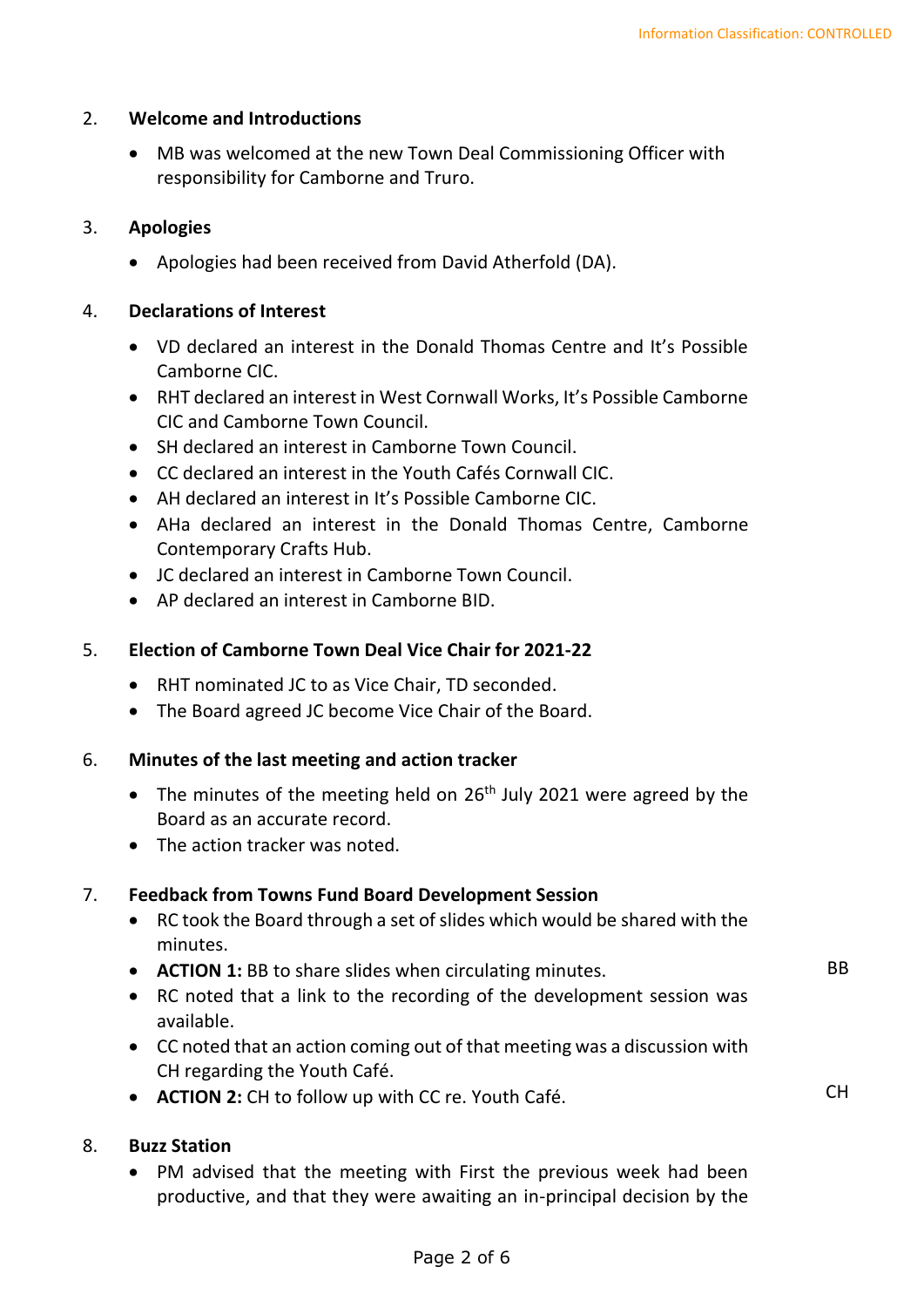2. **Welcome and Introductions**

- MB was welcomed at the new Town Deal Commissioning Officer with responsibility for Camborne and Truro.

3. **Apologies**

- Apologies had been received from David Atherfold (DA).

4. **Declarations of Interest**

- VD declared an interest in the Donald Thomas Centre and It's Possible Camborne CIC.
- RHT declared an interest in West Cornwall Works, It's Possible Camborne CIC and Camborne Town Council.
- SH declared an interest in Camborne Town Council.
- CC declared an interest in the Youth Cafés Cornwall CIC.
- AH declared an interest in It's Possible Camborne CIC.
- AHa declared an interest in the Donald Thomas Centre, Camborne Contemporary Crafts Hub.
- JC declared an interest in Camborne Town Council.
- AP declared an interest in Camborne BID.

5. **Election of Camborne Town Deal Vice Chair for 2021-22**

- RHT nominated JC to as Vice Chair, TD seconded.
- The Board agreed JC become Vice Chair of the Board.

6. **Minutes of the last meeting and action tracker**

- The minutes of the meeting held on 26th July 2021 were agreed by the Board as an accurate record.
- The action tracker was noted.

7. **Feedback from Towns Fund Board Development Session**

- RC took the Board through a set of slides which would be shared with the minutes.
- **ACTION 1:** BB to share slides when circulating minutes. — BB
- RC noted that a link to the recording of the development session was available.
- CC noted that an action coming out of that meeting was a discussion with CH regarding the Youth Café.
- **ACTION 2:** CH to follow up with CC re. Youth Café. — CH

8. **Buzz Station**

- PM advised that the meeting with First the previous week had been productive, and that they were awaiting an in-principal decision by the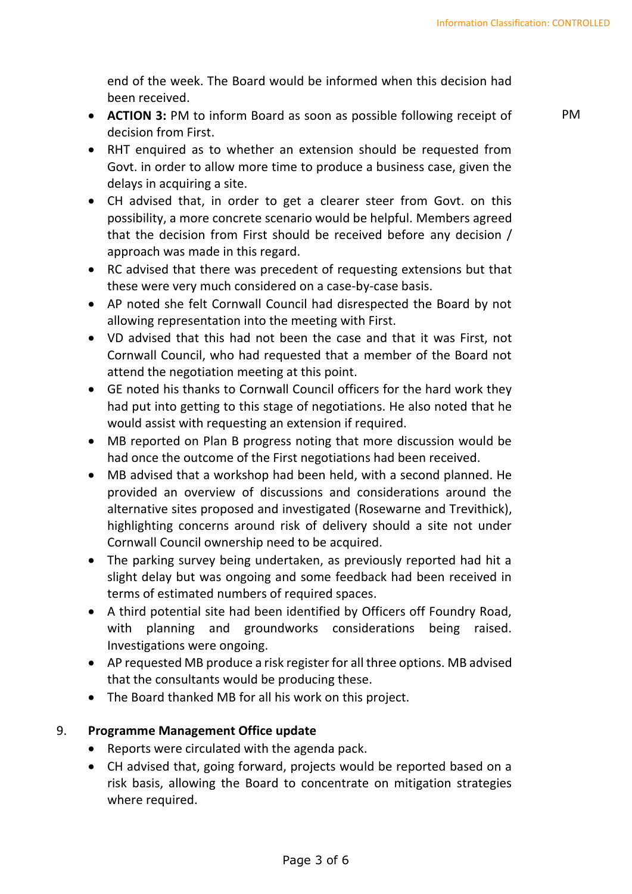end of the week. The Board would be informed when this decision had been received.

- **ACTION 3:** PM to inform Board as soon as possible following receipt of decision from First. PM
- RHT enquired as to whether an extension should be requested from Govt. in order to allow more time to produce a business case, given the delays in acquiring a site.
- CH advised that, in order to get a clearer steer from Govt. on this possibility, a more concrete scenario would be helpful. Members agreed that the decision from First should be received before any decision / approach was made in this regard.
- RC advised that there was precedent of requesting extensions but that these were very much considered on a case-by-case basis.
- AP noted she felt Cornwall Council had disrespected the Board by not allowing representation into the meeting with First.
- VD advised that this had not been the case and that it was First, not Cornwall Council, who had requested that a member of the Board not attend the negotiation meeting at this point.
- GE noted his thanks to Cornwall Council officers for the hard work they had put into getting to this stage of negotiations. He also noted that he would assist with requesting an extension if required.
- MB reported on Plan B progress noting that more discussion would be had once the outcome of the First negotiations had been received.
- MB advised that a workshop had been held, with a second planned. He provided an overview of discussions and considerations around the alternative sites proposed and investigated (Rosewarne and Trevithick), highlighting concerns around risk of delivery should a site not under Cornwall Council ownership need to be acquired.
- The parking survey being undertaken, as previously reported had hit a slight delay but was ongoing and some feedback had been received in terms of estimated numbers of required spaces.
- A third potential site had been identified by Officers off Foundry Road, with planning and groundworks considerations being raised. Investigations were ongoing.
- AP requested MB produce a risk register for all three options. MB advised that the consultants would be producing these.
- The Board thanked MB for all his work on this project.

9. **Programme Management Office update**
   - Reports were circulated with the agenda pack.
   - CH advised that, going forward, projects would be reported based on a risk basis, allowing the Board to concentrate on mitigation strategies where required.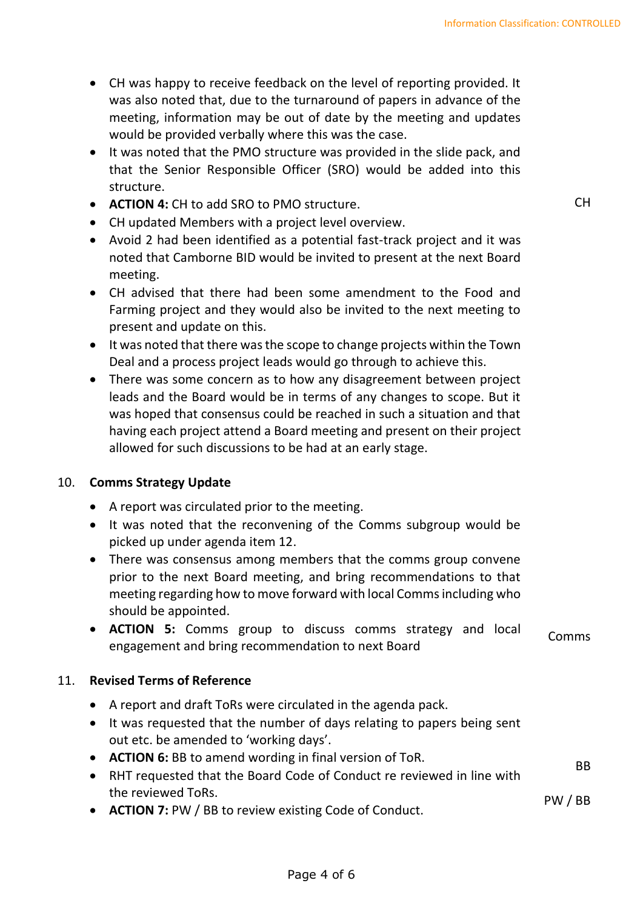- CH was happy to receive feedback on the level of reporting provided. It was also noted that, due to the turnaround of papers in advance of the meeting, information may be out of date by the meeting and updates would be provided verbally where this was the case.
- It was noted that the PMO structure was provided in the slide pack, and that the Senior Responsible Officer (SRO) would be added into this structure.
- **ACTION 4:** CH to add SRO to PMO structure. — CH
- CH updated Members with a project level overview.
- Avoid 2 had been identified as a potential fast-track project and it was noted that Camborne BID would be invited to present at the next Board meeting.
- CH advised that there had been some amendment to the Food and Farming project and they would also be invited to the next meeting to present and update on this.
- It was noted that there was the scope to change projects within the Town Deal and a process project leads would go through to achieve this.
- There was some concern as to how any disagreement between project leads and the Board would be in terms of any changes to scope. But it was hoped that consensus could be reached in such a situation and that having each project attend a Board meeting and present on their project allowed for such discussions to be had at an early stage.

## 10. Comms Strategy Update

- A report was circulated prior to the meeting.
- It was noted that the reconvening of the Comms subgroup would be picked up under agenda item 12.
- There was consensus among members that the comms group convene prior to the next Board meeting, and bring recommendations to that meeting regarding how to move forward with local Comms including who should be appointed.
- **ACTION 5:** Comms group to discuss comms strategy and local engagement and bring recommendation to next Board — Comms

## 11. Revised Terms of Reference

- A report and draft ToRs were circulated in the agenda pack.
- It was requested that the number of days relating to papers being sent out etc. be amended to 'working days'.
- **ACTION 6:** BB to amend wording in final version of ToR. — BB
- RHT requested that the Board Code of Conduct re reviewed in line with the reviewed ToRs.
- **ACTION 7:** PW / BB to review existing Code of Conduct. — PW / BB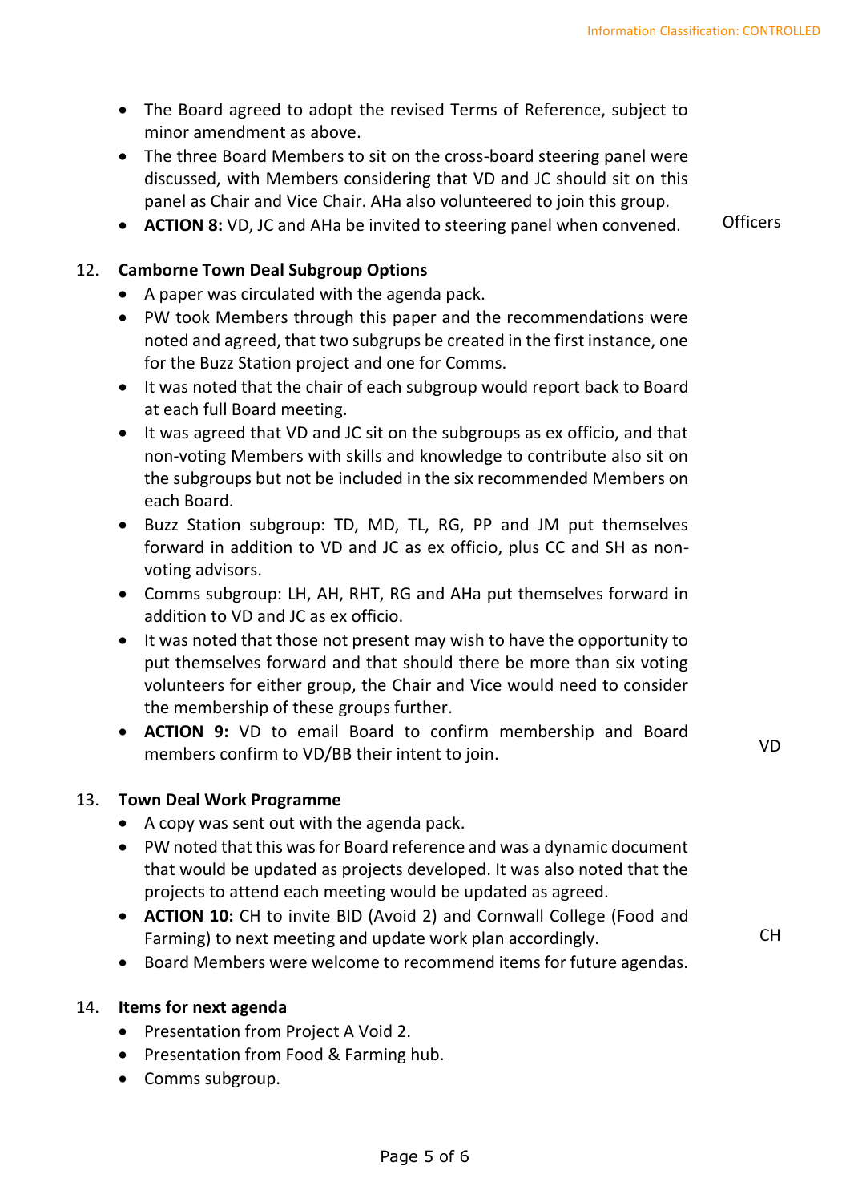- The Board agreed to adopt the revised Terms of Reference, subject to minor amendment as above.
- The three Board Members to sit on the cross-board steering panel were discussed, with Members considering that VD and JC should sit on this panel as Chair and Vice Chair. AHa also volunteered to join this group.
- **ACTION 8:** VD, JC and AHa be invited to steering panel when convened. — Officers

12. **Camborne Town Deal Subgroup Options**

- A paper was circulated with the agenda pack.
- PW took Members through this paper and the recommendations were noted and agreed, that two subgrups be created in the first instance, one for the Buzz Station project and one for Comms.
- It was noted that the chair of each subgroup would report back to Board at each full Board meeting.
- It was agreed that VD and JC sit on the subgroups as ex officio, and that non-voting Members with skills and knowledge to contribute also sit on the subgroups but not be included in the six recommended Members on each Board.
- Buzz Station subgroup: TD, MD, TL, RG, PP and JM put themselves forward in addition to VD and JC as ex officio, plus CC and SH as non-voting advisors.
- Comms subgroup: LH, AH, RHT, RG and AHa put themselves forward in addition to VD and JC as ex officio.
- It was noted that those not present may wish to have the opportunity to put themselves forward and that should there be more than six voting volunteers for either group, the Chair and Vice would need to consider the membership of these groups further.
- **ACTION 9:** VD to email Board to confirm membership and Board members confirm to VD/BB their intent to join. — VD

13. **Town Deal Work Programme**

- A copy was sent out with the agenda pack.
- PW noted that this was for Board reference and was a dynamic document that would be updated as projects developed. It was also noted that the projects to attend each meeting would be updated as agreed.
- **ACTION 10:** CH to invite BID (Avoid 2) and Cornwall College (Food and Farming) to next meeting and update work plan accordingly. — CH
- Board Members were welcome to recommend items for future agendas.

14. **Items for next agenda**

- Presentation from Project A Void 2.
- Presentation from Food & Farming hub.
- Comms subgroup.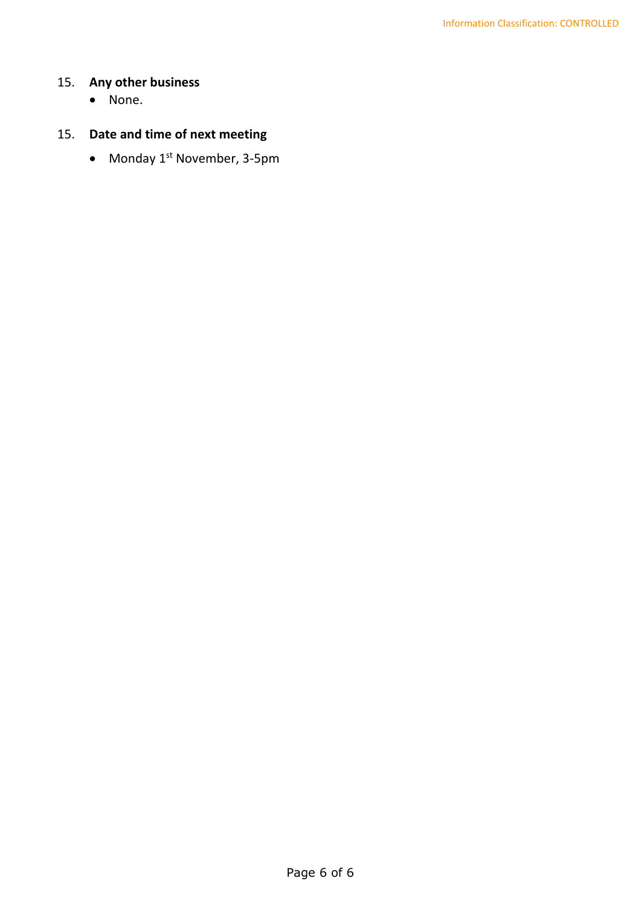15. **Any other business**
    - None.

15. **Date and time of next meeting**
    - Monday 1st November, 3-5pm